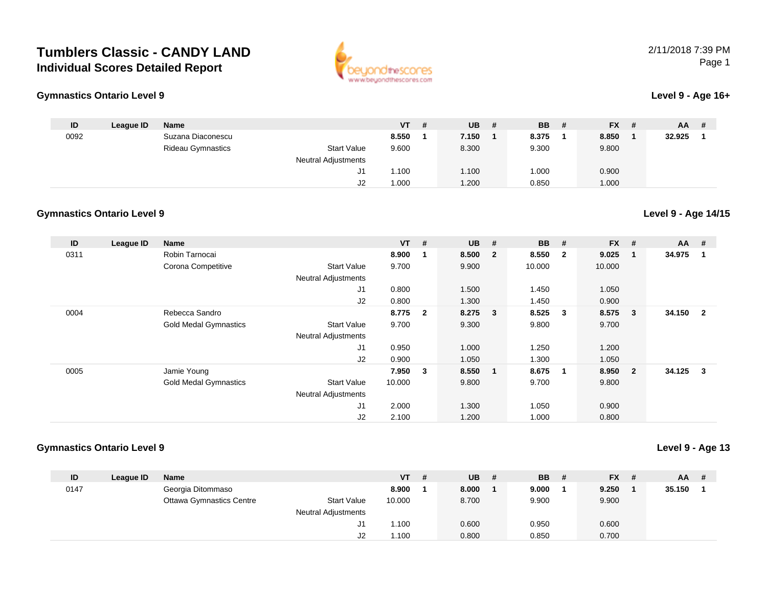# Tumblers Classic - CANDY LAND

## Individual Scores Detailed Report

2/11/2018 7:39 PM

### Gymnastics Ontario Level 9

**Level 9 - Age 16+**

| ID | League ID | Name | | VT | # | UB | # | BB | # | FX | # | AA | # |
|---|---|---|---|---|---|---|---|---|---|---|---|---|---|
| 0092 | | Suzana Diaconescu | | **8.550** | **1** | **7.150** | **1** | **8.375** | **1** | **8.850** | **1** | **32.925** | **1** |
| | | Rideau Gymnastics | Start Value | 9.600 | | 8.300 | | 9.300 | | 9.800 | | | |
| | | | Neutral Adjustments | | | | | | | | | | |
| | | | J1 | 1.100 | | 1.100 | | 1.000 | | 0.900 | | | |
| | | | J2 | 1.000 | | 1.200 | | 0.850 | | 1.000 | | | |

### Gymnastics Ontario Level 9

**Level 9 - Age 14/15**

| ID | League ID | Name | | VT | # | UB | # | BB | # | FX | # | AA | # |
|---|---|---|---|---|---|---|---|---|---|---|---|---|---|
| 0311 | | Robin Tarnocai | | **8.900** | **1** | **8.500** | **2** | **8.550** | **2** | **9.025** | **1** | **34.975** | **1** |
| | | Corona Competitive | Start Value | 9.700 | | 9.900 | | 10.000 | | 10.000 | | | |
| | | | Neutral Adjustments | | | | | | | | | | |
| | | | J1 | 0.800 | | 1.500 | | 1.450 | | 1.050 | | | |
| | | | J2 | 0.800 | | 1.300 | | 1.450 | | 0.900 | | | |
| 0004 | | Rebecca Sandro | | **8.775** | **2** | **8.275** | **3** | **8.525** | **3** | **8.575** | **3** | **34.150** | **2** |
| | | Gold Medal Gymnastics | Start Value | 9.700 | | 9.300 | | 9.800 | | 9.700 | | | |
| | | | Neutral Adjustments | | | | | | | | | | |
| | | | J1 | 0.950 | | 1.000 | | 1.250 | | 1.200 | | | |
| | | | J2 | 0.900 | | 1.050 | | 1.300 | | 1.050 | | | |
| 0005 | | Jamie Young | | **7.950** | **3** | **8.550** | **1** | **8.675** | **1** | **8.950** | **2** | **34.125** | **3** |
| | | Gold Medal Gymnastics | Start Value | 10.000 | | 9.800 | | 9.700 | | 9.800 | | | |
| | | | Neutral Adjustments | | | | | | | | | | |
| | | | J1 | 2.000 | | 1.300 | | 1.050 | | 0.900 | | | |
| | | | J2 | 2.100 | | 1.200 | | 1.000 | | 0.800 | | | |

### Gymnastics Ontario Level 9

**Level 9 - Age 13**

| ID | League ID | Name | | VT | # | UB | # | BB | # | FX | # | AA | # |
|---|---|---|---|---|---|---|---|---|---|---|---|---|---|
| 0147 | | Georgia Ditommaso | | **8.900** | **1** | **8.000** | **1** | **9.000** | **1** | **9.250** | **1** | **35.150** | **1** |
| | | Ottawa Gymnastics Centre | Start Value | 10.000 | | 8.700 | | 9.900 | | 9.900 | | | |
| | | | Neutral Adjustments | | | | | | | | | | |
| | | | J1 | 1.100 | | 0.600 | | 0.950 | | 0.600 | | | |
| | | | J2 | 1.100 | | 0.800 | | 0.850 | | 0.700 | | | |